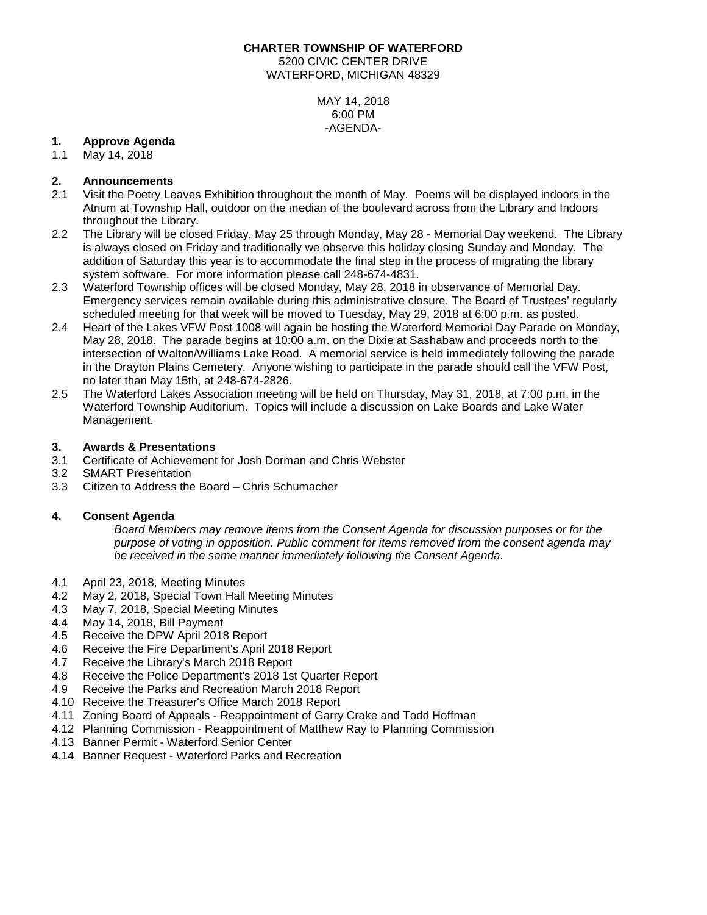**CHARTER TOWNSHIP OF WATERFORD**
5200 CIVIC CENTER DRIVE
WATERFORD, MICHIGAN 48329

MAY 14, 2018
6:00 PM
-AGENDA-

## 1. Approve Agenda

1.1 May 14, 2018

## 2. Announcements

2.1 Visit the Poetry Leaves Exhibition throughout the month of May. Poems will be displayed indoors in the Atrium at Township Hall, outdoor on the median of the boulevard across from the Library and Indoors throughout the Library.

2.2 The Library will be closed Friday, May 25 through Monday, May 28 - Memorial Day weekend. The Library is always closed on Friday and traditionally we observe this holiday closing Sunday and Monday. The addition of Saturday this year is to accommodate the final step in the process of migrating the library system software. For more information please call 248-674-4831.

2.3 Waterford Township offices will be closed Monday, May 28, 2018 in observance of Memorial Day. Emergency services remain available during this administrative closure. The Board of Trustees' regularly scheduled meeting for that week will be moved to Tuesday, May 29, 2018 at 6:00 p.m. as posted.

2.4 Heart of the Lakes VFW Post 1008 will again be hosting the Waterford Memorial Day Parade on Monday, May 28, 2018. The parade begins at 10:00 a.m. on the Dixie at Sashabaw and proceeds north to the intersection of Walton/Williams Lake Road. A memorial service is held immediately following the parade in the Drayton Plains Cemetery. Anyone wishing to participate in the parade should call the VFW Post, no later than May 15th, at 248-674-2826.

2.5 The Waterford Lakes Association meeting will be held on Thursday, May 31, 2018, at 7:00 p.m. in the Waterford Township Auditorium. Topics will include a discussion on Lake Boards and Lake Water Management.

## 3. Awards & Presentations

3.1 Certificate of Achievement for Josh Dorman and Chris Webster
3.2 SMART Presentation
3.3 Citizen to Address the Board – Chris Schumacher

## 4. Consent Agenda

*Board Members may remove items from the Consent Agenda for discussion purposes or for the purpose of voting in opposition. Public comment for items removed from the consent agenda may be received in the same manner immediately following the Consent Agenda.*

4.1 April 23, 2018, Meeting Minutes
4.2 May 2, 2018, Special Town Hall Meeting Minutes
4.3 May 7, 2018, Special Meeting Minutes
4.4 May 14, 2018, Bill Payment
4.5 Receive the DPW April 2018 Report
4.6 Receive the Fire Department's April 2018 Report
4.7 Receive the Library's March 2018 Report
4.8 Receive the Police Department's 2018 1st Quarter Report
4.9 Receive the Parks and Recreation March 2018 Report
4.10 Receive the Treasurer's Office March 2018 Report
4.11 Zoning Board of Appeals - Reappointment of Garry Crake and Todd Hoffman
4.12 Planning Commission - Reappointment of Matthew Ray to Planning Commission
4.13 Banner Permit - Waterford Senior Center
4.14 Banner Request - Waterford Parks and Recreation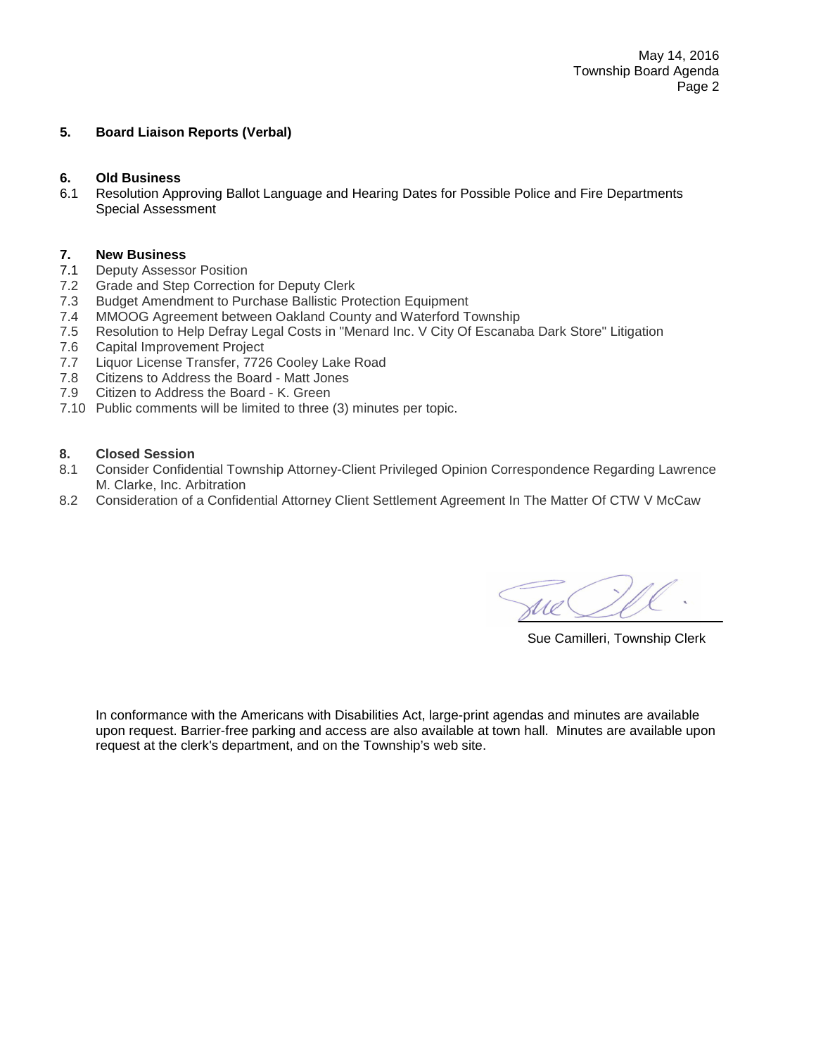**5. Board Liaison Reports (Verbal)**

**6. Old Business**

6.1 Resolution Approving Ballot Language and Hearing Dates for Possible Police and Fire Departments Special Assessment

**7. New Business**

7.1 Deputy Assessor Position
7.2 Grade and Step Correction for Deputy Clerk
7.3 Budget Amendment to Purchase Ballistic Protection Equipment
7.4 MMOOG Agreement between Oakland County and Waterford Township
7.5 Resolution to Help Defray Legal Costs in "Menard Inc. V City Of Escanaba Dark Store" Litigation
7.6 Capital Improvement Project
7.7 Liquor License Transfer, 7726 Cooley Lake Road
7.8 Citizens to Address the Board - Matt Jones
7.9 Citizen to Address the Board - K. Green
7.10 Public comments will be limited to three (3) minutes per topic.

**8. Closed Session**

8.1 Consider Confidential Township Attorney-Client Privileged Opinion Correspondence Regarding Lawrence M. Clarke, Inc. Arbitration
8.2 Consideration of a Confidential Attorney Client Settlement Agreement In The Matter Of CTW V McCaw

Sue Camilleri, Township Clerk

In conformance with the Americans with Disabilities Act, large-print agendas and minutes are available upon request. Barrier-free parking and access are also available at town hall. Minutes are available upon request at the clerk's department, and on the Township's web site.